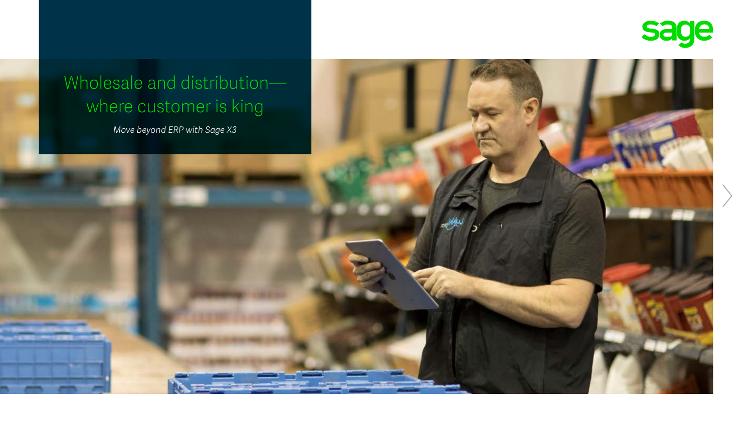# Wholesale and distribution—where customer is king

*Move beyond ERP with Sage X3*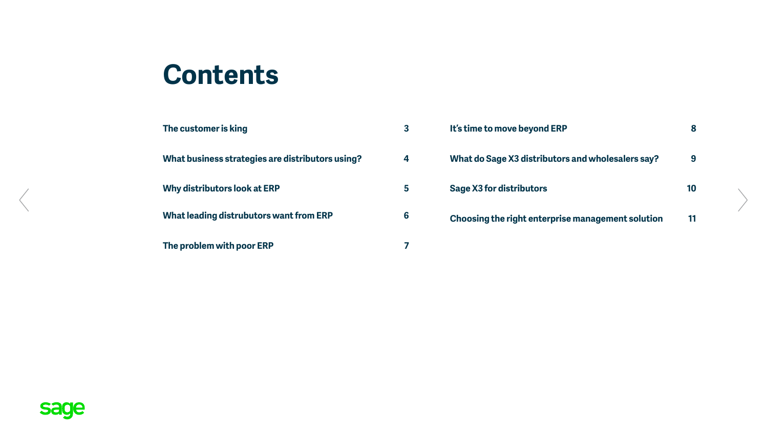# Contents

| | |
|---|---|
| The customer is king | 3 |
| What business strategies are distributors using? | 4 |
| Why distributors look at ERP | 5 |
| What leading distrubutors want from ERP | 6 |
| The problem with poor ERP | 7 |
| It's time to move beyond ERP | 8 |
| What do Sage X3 distributors and wholesalers say? | 9 |
| Sage X3 for distributors | 10 |
| Choosing the right enterprise management solution | 11 |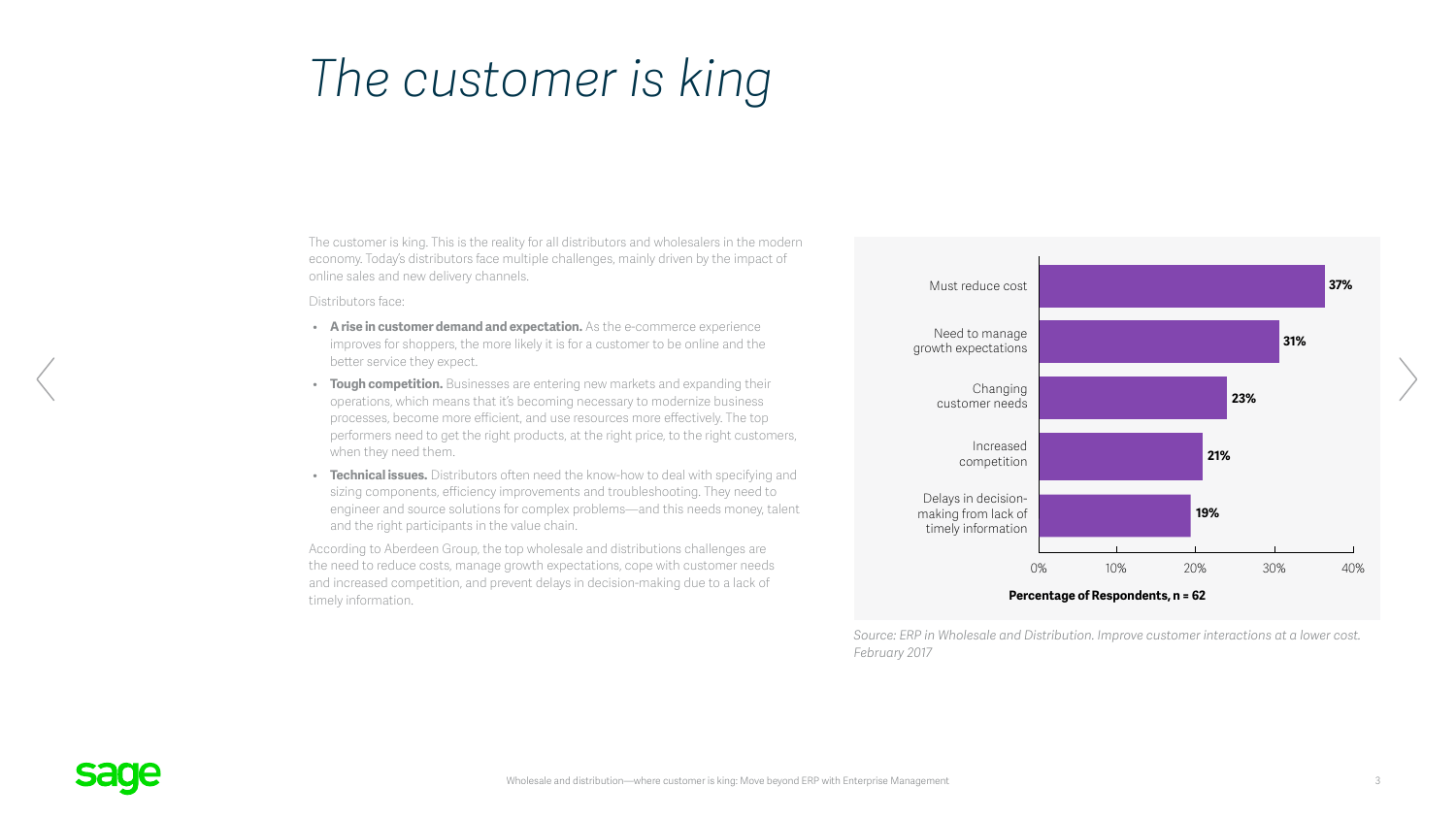# The customer is king

The customer is king. This is the reality for all distributors and wholesalers in the modern economy. Today's distributors face multiple challenges, mainly driven by the impact of online sales and new delivery channels.

Distributors face:

- **A rise in customer demand and expectation.** As the e-commerce experience improves for shoppers, the more likely it is for a customer to be online and the better service they expect.
- **Tough competition.** Businesses are entering new markets and expanding their operations, which means that it's becoming necessary to modernize business processes, become more efficient, and use resources more effectively. The top performers need to get the right products, at the right price, to the right customers, when they need them.
- **Technical issues.** Distributors often need the know-how to deal with specifying and sizing components, efficiency improvements and troubleshooting. They need to engineer and source solutions for complex problems—and this needs money, talent and the right participants in the value chain.

According to Aberdeen Group, the top wholesale and distributions challenges are the need to reduce costs, manage growth expectations, cope with customer needs and increased competition, and prevent delays in decision-making due to a lack of timely information.

| Challenge | Percentage of Respondents, n = 62 |
| --- | --- |
| Must reduce cost | 37% |
| Need to manage growth expectations | 31% |
| Changing customer needs | 23% |
| Increased competition | 21% |
| Delays in decision-making from lack of timely information | 19% |

*Source: ERP in Wholesale and Distribution. Improve customer interactions at a lower cost. February 2017*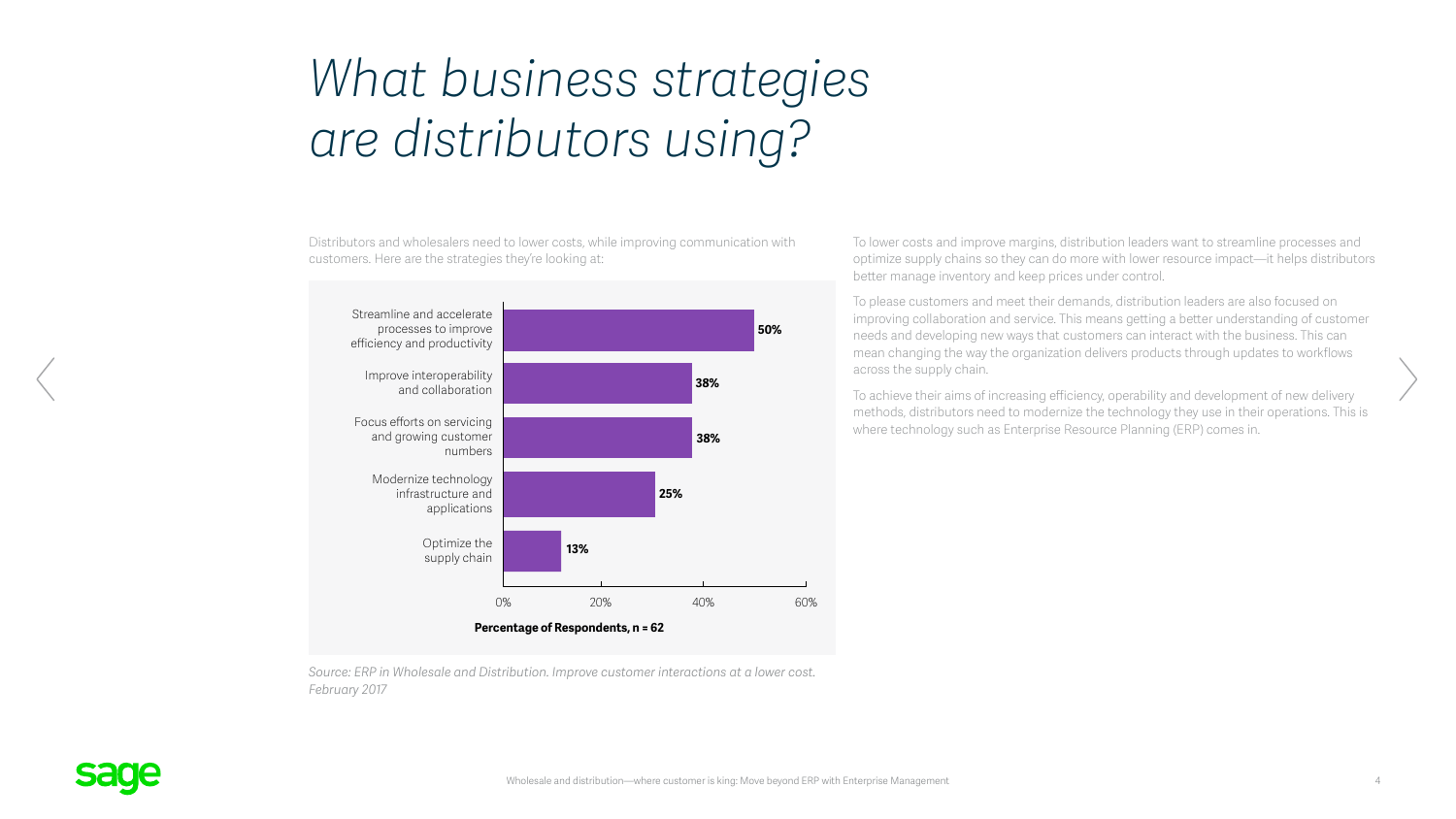# *What business strategies are distributors using?*

Distributors and wholesalers need to lower costs, while improving communication with customers. Here are the strategies they're looking at:

| Strategy | Percentage of Respondents, n = 62 |
|---|---|
| Streamline and accelerate processes to improve efficiency and productivity | 50% |
| Improve interoperability and collaboration | 38% |
| Focus efforts on servicing and growing customer numbers | 38% |
| Modernize technology infrastructure and applications | 25% |
| Optimize the supply chain | 13% |

*Source: ERP in Wholesale and Distribution. Improve customer interactions at a lower cost. February 2017*

To lower costs and improve margins, distribution leaders want to streamline processes and optimize supply chains so they can do more with lower resource impact—it helps distributors better manage inventory and keep prices under control.

To please customers and meet their demands, distribution leaders are also focused on improving collaboration and service. This means getting a better understanding of customer needs and developing new ways that customers can interact with the business. This can mean changing the way the organization delivers products through updates to workflows across the supply chain.

To achieve their aims of increasing efficiency, operability and development of new delivery methods, distributors need to modernize the technology they use in their operations. This is where technology such as Enterprise Resource Planning (ERP) comes in.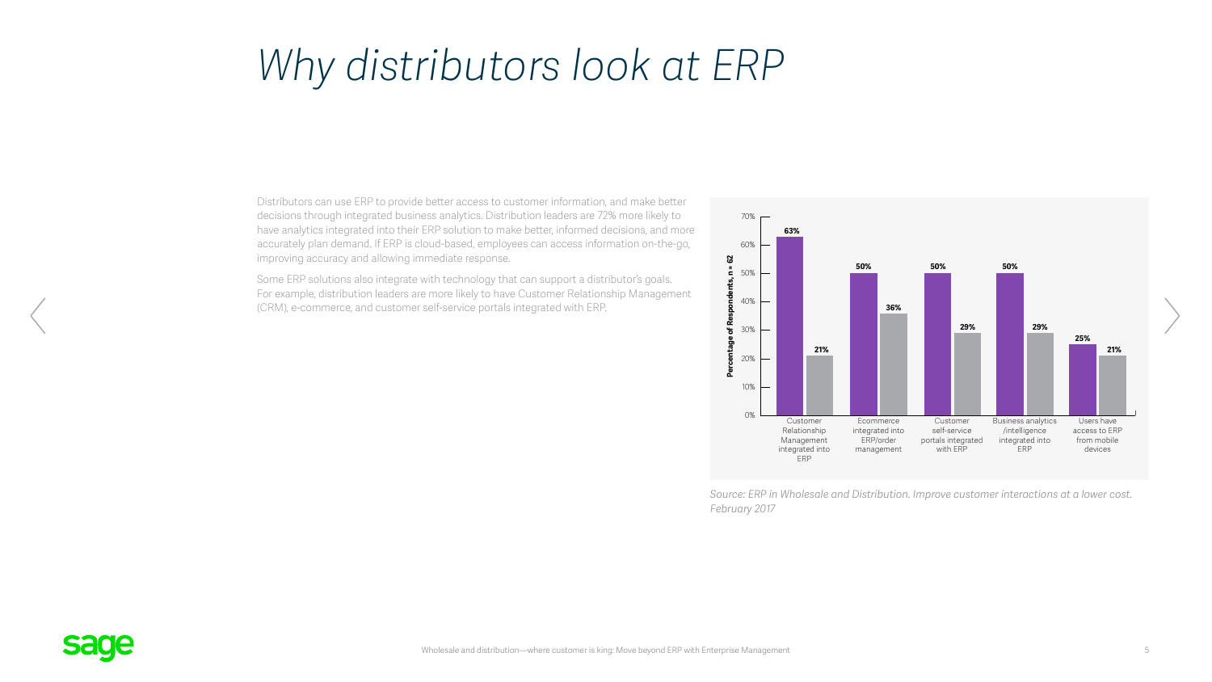# Why distributors look at ERP

Distributors can use ERP to provide better access to customer information, and make better decisions through integrated business analytics. Distribution leaders are 72% more likely to have analytics integrated into their ERP solution to make better, informed decisions, and more accurately plan demand. If ERP is cloud-based, employees can access information on-the-go, improving accuracy and allowing immediate response.

Some ERP solutions also integrate with technology that can support a distributor's goals. For example, distribution leaders are more likely to have Customer Relationship Management (CRM), e-commerce, and customer self-service portals integrated with ERP.

| Percentage of Respondents, n = 62 | Purple bar | Gray bar |
| --- | --- | --- |
| Customer Relationship Management integrated into ERP | 63% | 21% |
| Ecommerce integrated into ERP/order management | 50% | 36% |
| Customer self-service portals integrated with ERP | 50% | 29% |
| Business analytics /intelligence integrated into ERP | 50% | 29% |
| Users have access to ERP from mobile devices | 25% | 21% |

*Source: ERP in Wholesale and Distribution. Improve customer interactions at a lower cost. February 2017*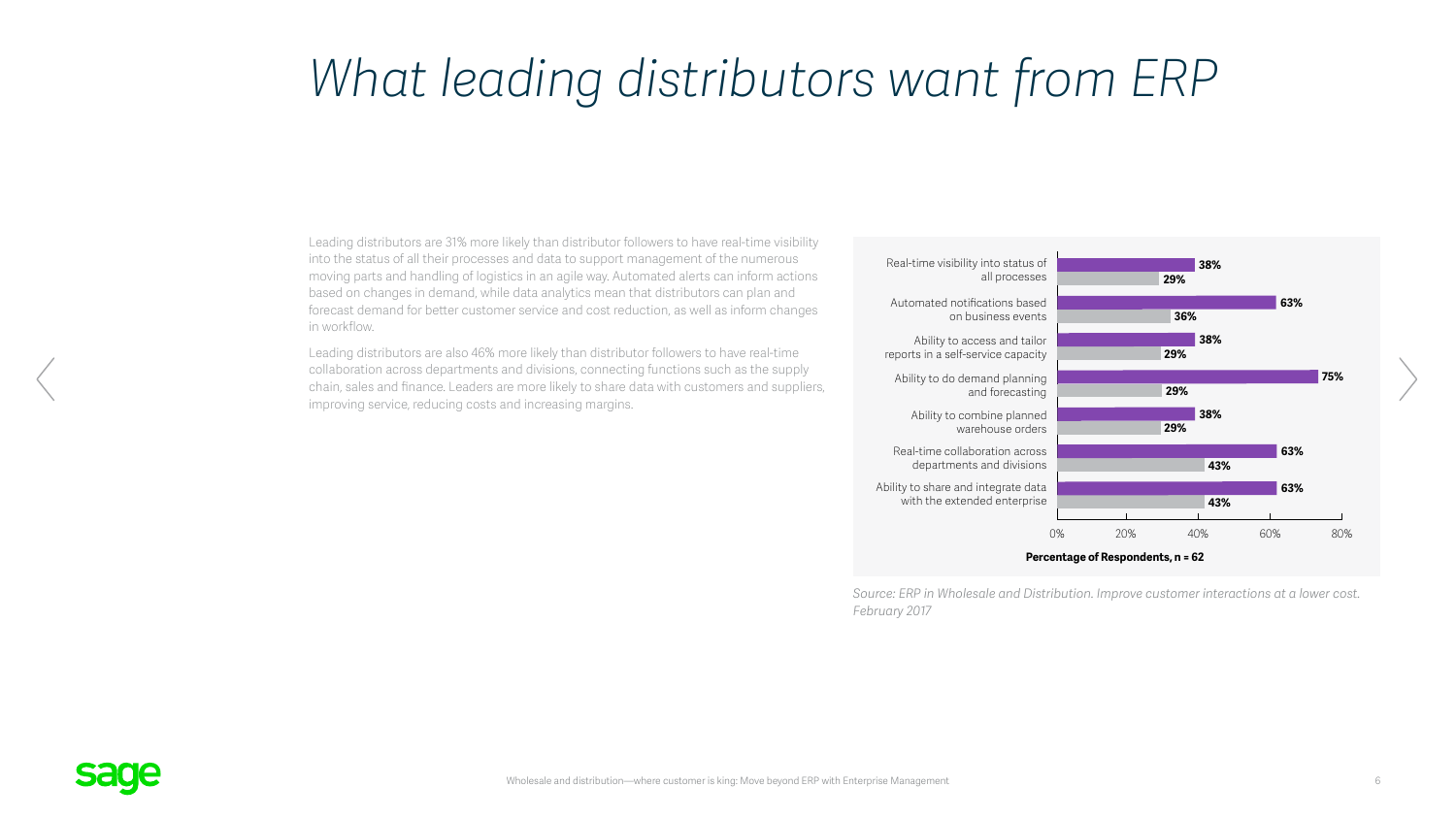# What leading distributors want from ERP

Leading distributors are 31% more likely than distributor followers to have real-time visibility into the status of all their processes and data to support management of the numerous moving parts and handling of logistics in an agile way. Automated alerts can inform actions based on changes in demand, while data analytics mean that distributors can plan and forecast demand for better customer service and cost reduction, as well as inform changes in workflow.

Leading distributors are also 46% more likely than distributor followers to have real-time collaboration across departments and divisions, connecting functions such as the supply chain, sales and finance. Leaders are more likely to share data with customers and suppliers, improving service, reducing costs and increasing margins.

| Capability | Leaders | Followers |
| --- | --- | --- |
| Real-time visibility into status of all processes | 38% | 29% |
| Automated notifications based on business events | 63% | 36% |
| Ability to access and tailor reports in a self-service capacity | 38% | 29% |
| Ability to do demand planning and forecasting | 75% | 29% |
| Ability to combine planned warehouse orders | 38% | 29% |
| Real-time collaboration across departments and divisions | 63% | 43% |
| Ability to share and integrate data with the extended enterprise | 63% | 43% |

**Percentage of Respondents, n = 62**

*Source: ERP in Wholesale and Distribution. Improve customer interactions at a lower cost. February 2017*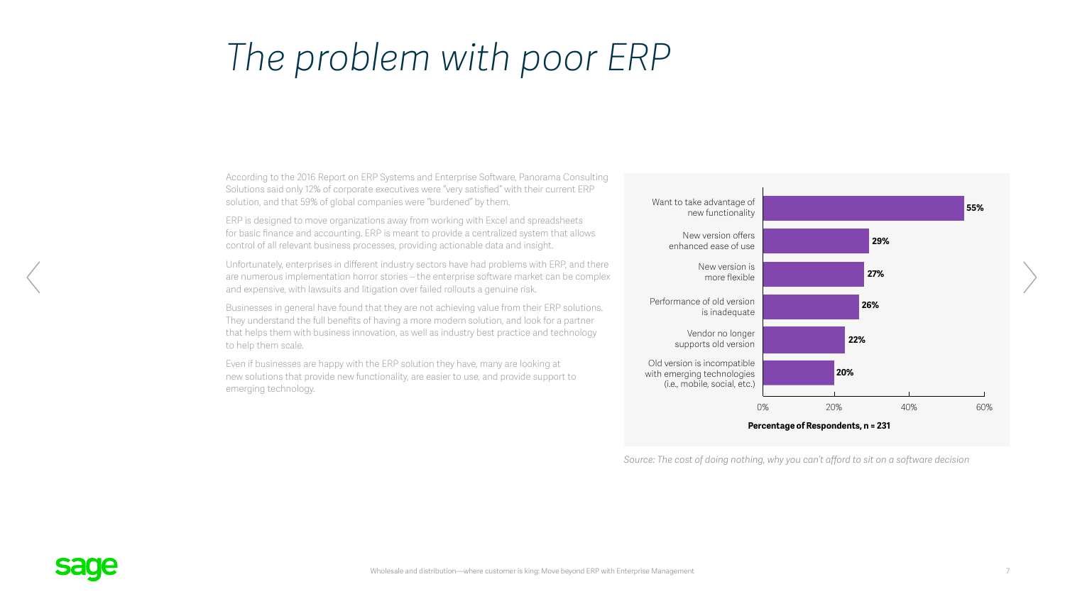# The problem with poor ERP

According to the 2016 Report on ERP Systems and Enterprise Software, Panorama Consulting Solutions said only 12% of corporate executives were "very satisfied" with their current ERP solution, and that 59% of global companies were "burdened" by them.

ERP is designed to move organizations away from working with Excel and spreadsheets for basic finance and accounting. ERP is meant to provide a centralized system that allows control of all relevant business processes, providing actionable data and insight.

Unfortunately, enterprises in different industry sectors have had problems with ERP, and there are numerous implementation horror stories – the enterprise software market can be complex and expensive, with lawsuits and litigation over failed rollouts a genuine risk.

Businesses in general have found that they are not achieving value from their ERP solutions. They understand the full benefits of having a more modern solution, and look for a partner that helps them with business innovation, as well as industry best practice and technology to help them scale.

Even if businesses are happy with the ERP solution they have, many are looking at new solutions that provide new functionality, are easier to use, and provide support to emerging technology.

| Reason | Percentage of Respondents, n = 231 |
| --- | --- |
| Want to take advantage of new functionality | 55% |
| New version offers enhanced ease of use | 29% |
| New version is more flexible | 27% |
| Performance of old version is inadequate | 26% |
| Vendor no longer supports old version | 22% |
| Old version is incompatible with emerging technologies (i.e., mobile, social, etc.) | 20% |

*Source: The cost of doing nothing, why you can't afford to sit on a software decision*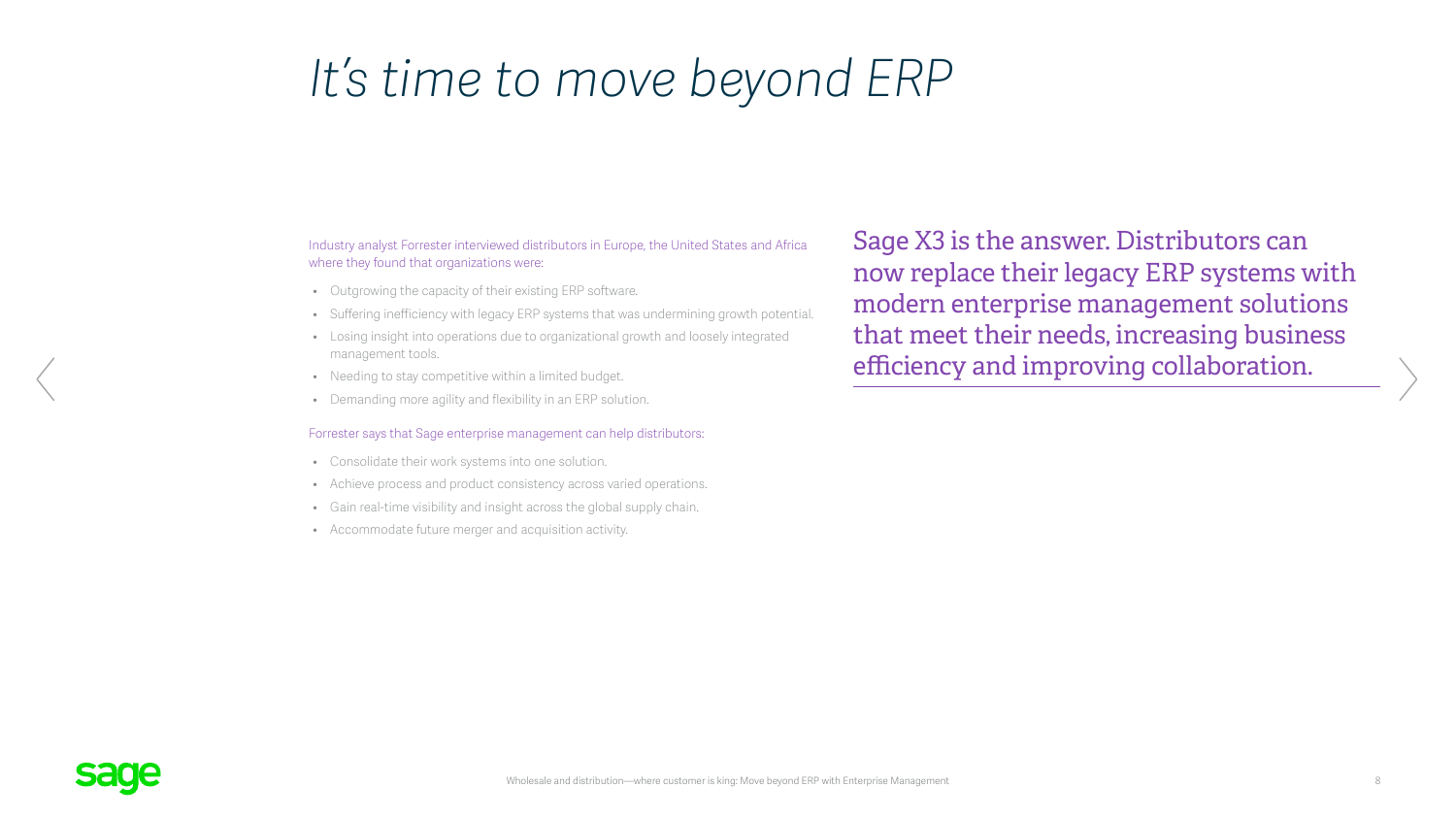# *It's time to move beyond ERP*

Industry analyst Forrester interviewed distributors in Europe, the United States and Africa where they found that organizations were:

- Outgrowing the capacity of their existing ERP software.
- Suffering inefficiency with legacy ERP systems that was undermining growth potential.
- Losing insight into operations due to organizational growth and loosely integrated management tools.
- Needing to stay competitive within a limited budget.
- Demanding more agility and flexibility in an ERP solution.

Forrester says that Sage enterprise management can help distributors:

- Consolidate their work systems into one solution.
- Achieve process and product consistency across varied operations.
- Gain real-time visibility and insight across the global supply chain.
- Accommodate future merger and acquisition activity.

Sage X3 is the answer. Distributors can now replace their legacy ERP systems with modern enterprise management solutions that meet their needs, increasing business efficiency and improving collaboration.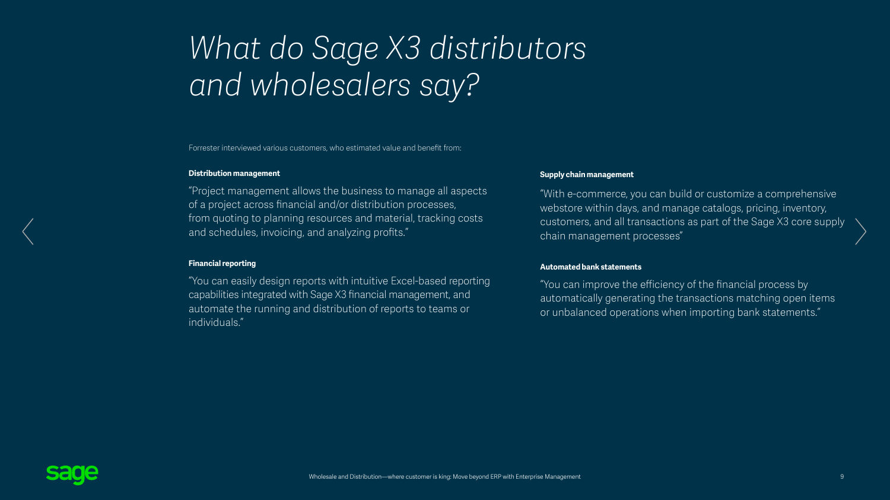# *What do Sage X3 distributors and wholesalers say?*

Forrester interviewed various customers, who estimated value and benefit from:

**Distribution management**

"Project management allows the business to manage all aspects of a project across financial and/or distribution processes, from quoting to planning resources and material, tracking costs and schedules, invoicing, and analyzing profits."

**Financial reporting**

"You can easily design reports with intuitive Excel-based reporting capabilities integrated with Sage X3 financial management, and automate the running and distribution of reports to teams or individuals."

**Supply chain management**

"With e-commerce, you can build or customize a comprehensive webstore within days, and manage catalogs, pricing, inventory, customers, and all transactions as part of the Sage X3 core supply chain management processes"

**Automated bank statements**

"You can improve the efficiency of the financial process by automatically generating the transactions matching open items or unbalanced operations when importing bank statements."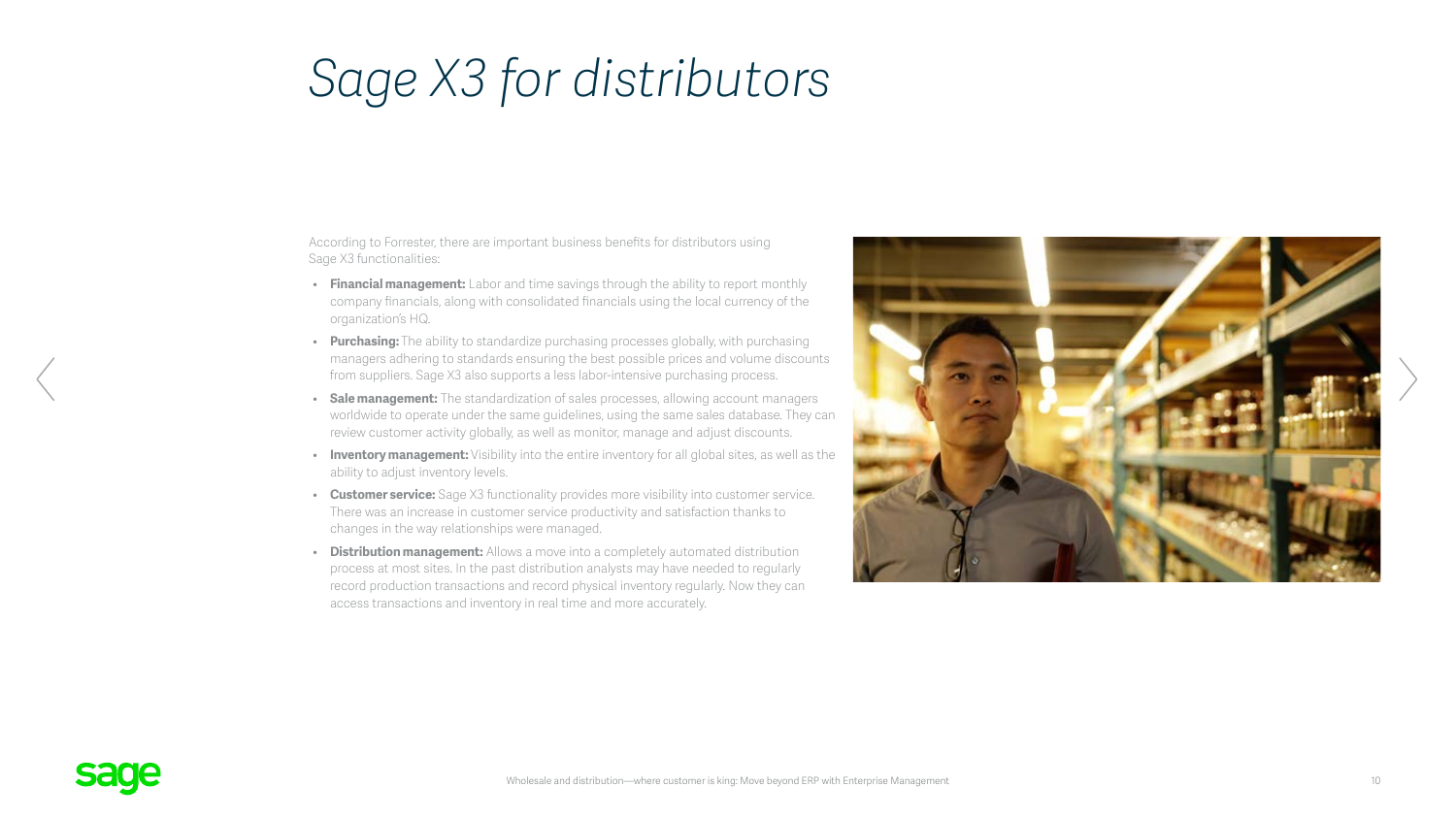# *Sage X3 for distributors*

According to Forrester, there are important business benefits for distributors using Sage X3 functionalities:

- **Financial management:** Labor and time savings through the ability to report monthly company financials, along with consolidated financials using the local currency of the organization's HQ.
- **Purchasing:** The ability to standardize purchasing processes globally, with purchasing managers adhering to standards ensuring the best possible prices and volume discounts from suppliers. Sage X3 also supports a less labor-intensive purchasing process.
- **Sale management:** The standardization of sales processes, allowing account managers worldwide to operate under the same guidelines, using the same sales database. They can review customer activity globally, as well as monitor, manage and adjust discounts.
- **Inventory management:** Visibility into the entire inventory for all global sites, as well as the ability to adjust inventory levels.
- **Customer service:** Sage X3 functionality provides more visibility into customer service. There was an increase in customer service productivity and satisfaction thanks to changes in the way relationships were managed.
- **Distribution management:** Allows a move into a completely automated distribution process at most sites. In the past distribution analysts may have needed to regularly record production transactions and record physical inventory regularly. Now they can access transactions and inventory in real time and more accurately.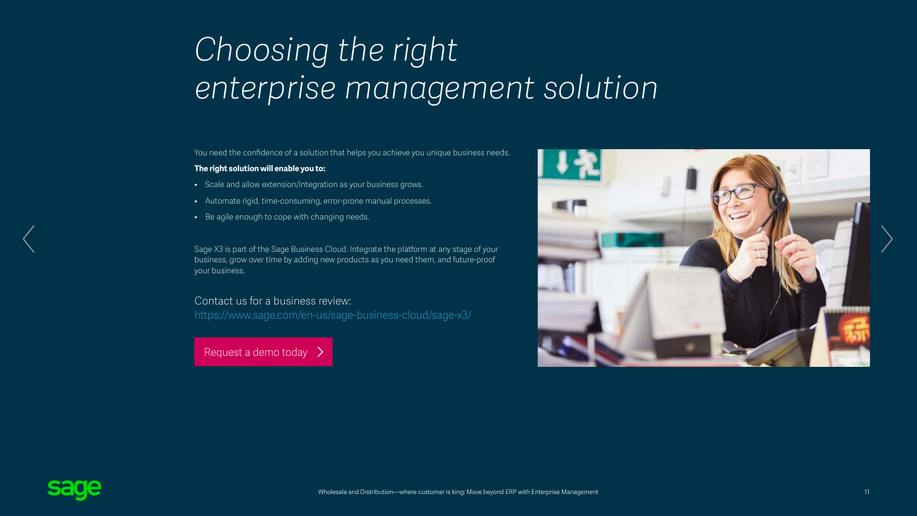# Choosing the right enterprise management solution

You need the confidence of a solution that helps you achieve you unique business needs.

**The right solution will enable you to:**

- Scale and allow extension/integration as your business grows.
- Automate rigid, time-consuming, error-prone manual processes.
- Be agile enough to cope with changing needs.

Sage X3 is part of the Sage Business Cloud. Integrate the platform at any stage of your business, grow over time by adding new products as you need them, and future-proof your business.

Contact us for a business review:
https://www.sage.com/en-us/sage-business-cloud/sage-x3/

Request a demo today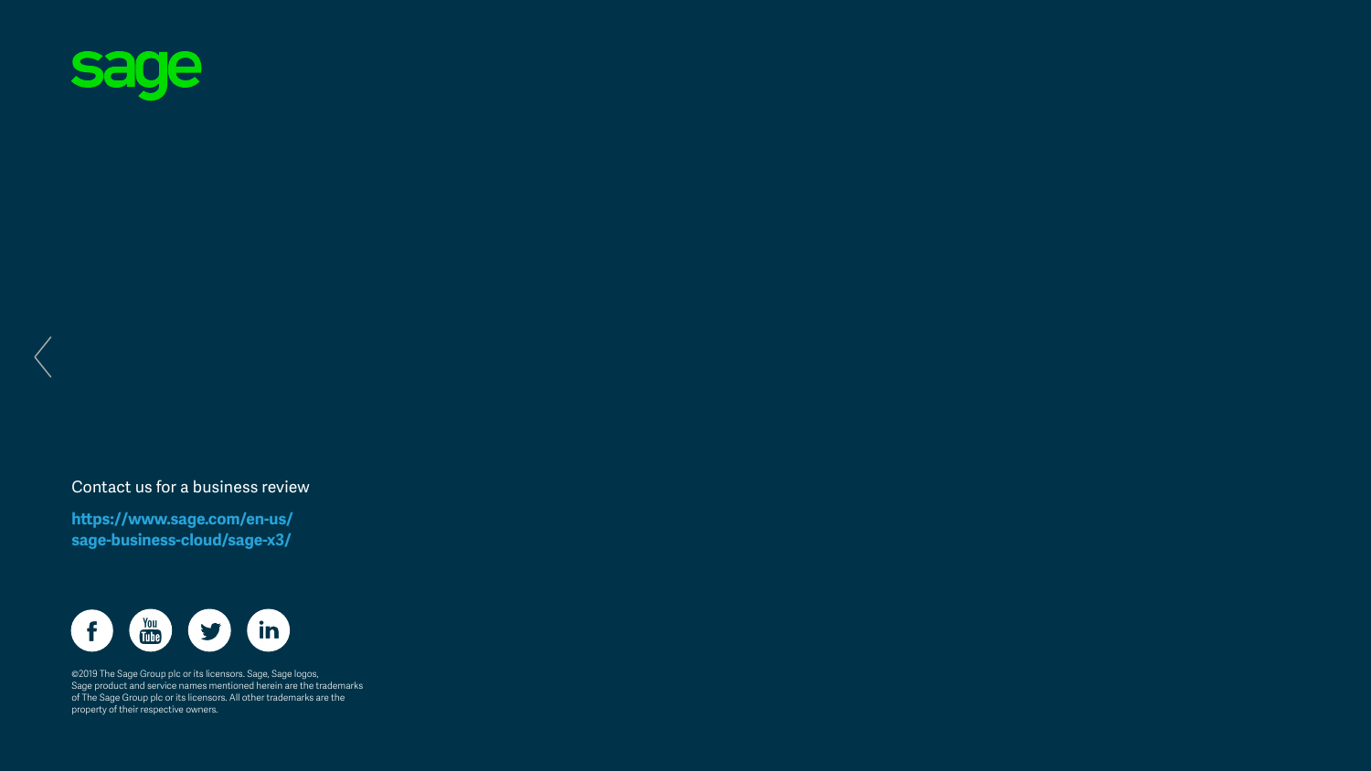sage

Contact us for a business review

**https://www.sage.com/en-us/sage-business-cloud/sage-x3/**

©2019 The Sage Group plc or its licensors. Sage, Sage logos, Sage product and service names mentioned herein are the trademarks of The Sage Group plc or its licensors. All other trademarks are the property of their respective owners.